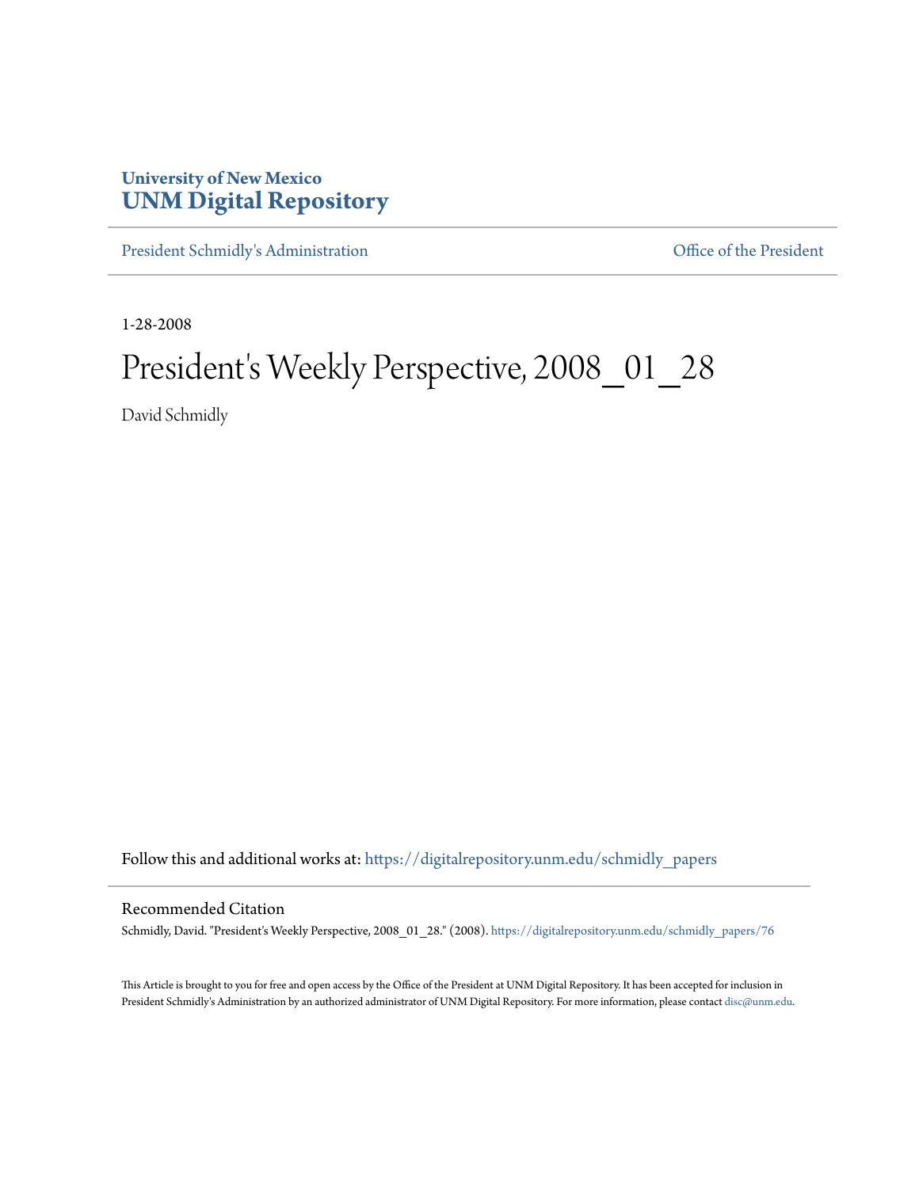# University of New Mexico
# UNM Digital Repository

President Schmidly's Administration | Office of the President

1-28-2008

# President's Weekly Perspective, 2008_01_28

David Schmidly

Follow this and additional works at: https://digitalrepository.unm.edu/schmidly_papers

## Recommended Citation

Schmidly, David. "President's Weekly Perspective, 2008_01_28." (2008). https://digitalrepository.unm.edu/schmidly_papers/76

This Article is brought to you for free and open access by the Office of the President at UNM Digital Repository. It has been accepted for inclusion in President Schmidly's Administration by an authorized administrator of UNM Digital Repository. For more information, please contact disc@unm.edu.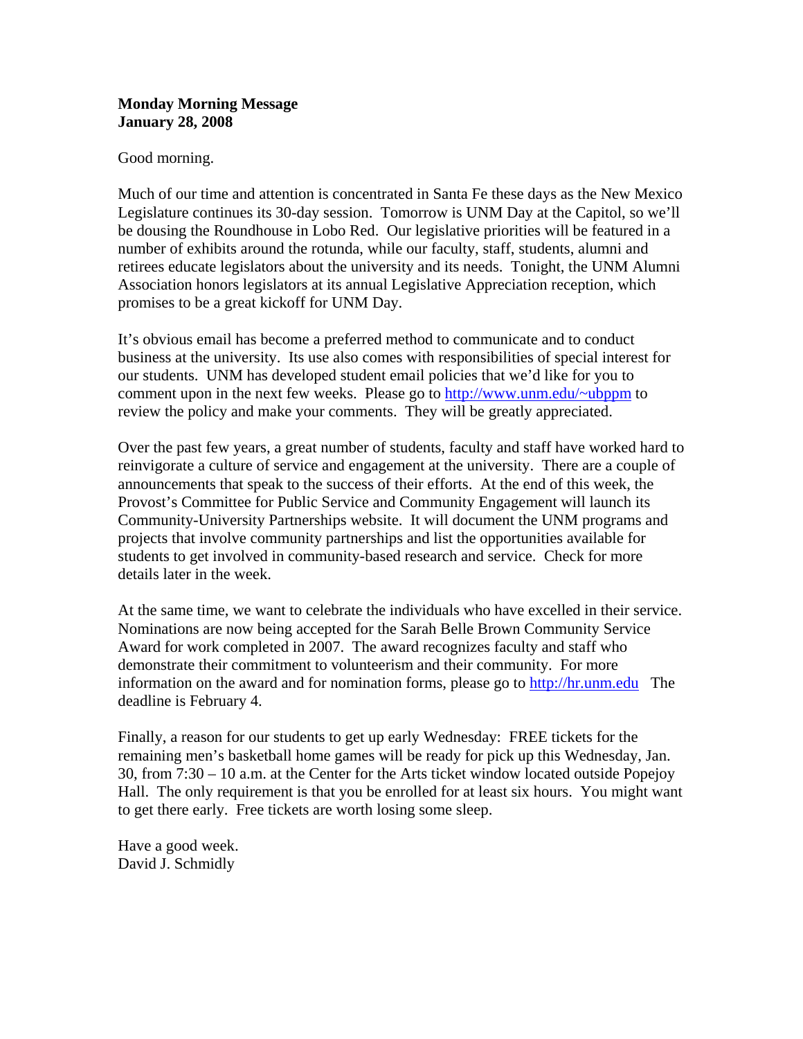**Monday Morning Message**
**January 28, 2008**

Good morning.

Much of our time and attention is concentrated in Santa Fe these days as the New Mexico Legislature continues its 30-day session. Tomorrow is UNM Day at the Capitol, so we'll be dousing the Roundhouse in Lobo Red. Our legislative priorities will be featured in a number of exhibits around the rotunda, while our faculty, staff, students, alumni and retirees educate legislators about the university and its needs. Tonight, the UNM Alumni Association honors legislators at its annual Legislative Appreciation reception, which promises to be a great kickoff for UNM Day.

It's obvious email has become a preferred method to communicate and to conduct business at the university. Its use also comes with responsibilities of special interest for our students. UNM has developed student email policies that we'd like for you to comment upon in the next few weeks. Please go to http://www.unm.edu/~ubppm to review the policy and make your comments. They will be greatly appreciated.

Over the past few years, a great number of students, faculty and staff have worked hard to reinvigorate a culture of service and engagement at the university. There are a couple of announcements that speak to the success of their efforts. At the end of this week, the Provost's Committee for Public Service and Community Engagement will launch its Community-University Partnerships website. It will document the UNM programs and projects that involve community partnerships and list the opportunities available for students to get involved in community-based research and service. Check for more details later in the week.

At the same time, we want to celebrate the individuals who have excelled in their service. Nominations are now being accepted for the Sarah Belle Brown Community Service Award for work completed in 2007. The award recognizes faculty and staff who demonstrate their commitment to volunteerism and their community. For more information on the award and for nomination forms, please go to http://hr.unm.edu The deadline is February 4.

Finally, a reason for our students to get up early Wednesday: FREE tickets for the remaining men's basketball home games will be ready for pick up this Wednesday, Jan. 30, from 7:30 – 10 a.m. at the Center for the Arts ticket window located outside Popejoy Hall. The only requirement is that you be enrolled for at least six hours. You might want to get there early. Free tickets are worth losing some sleep.

Have a good week.
David J. Schmidly